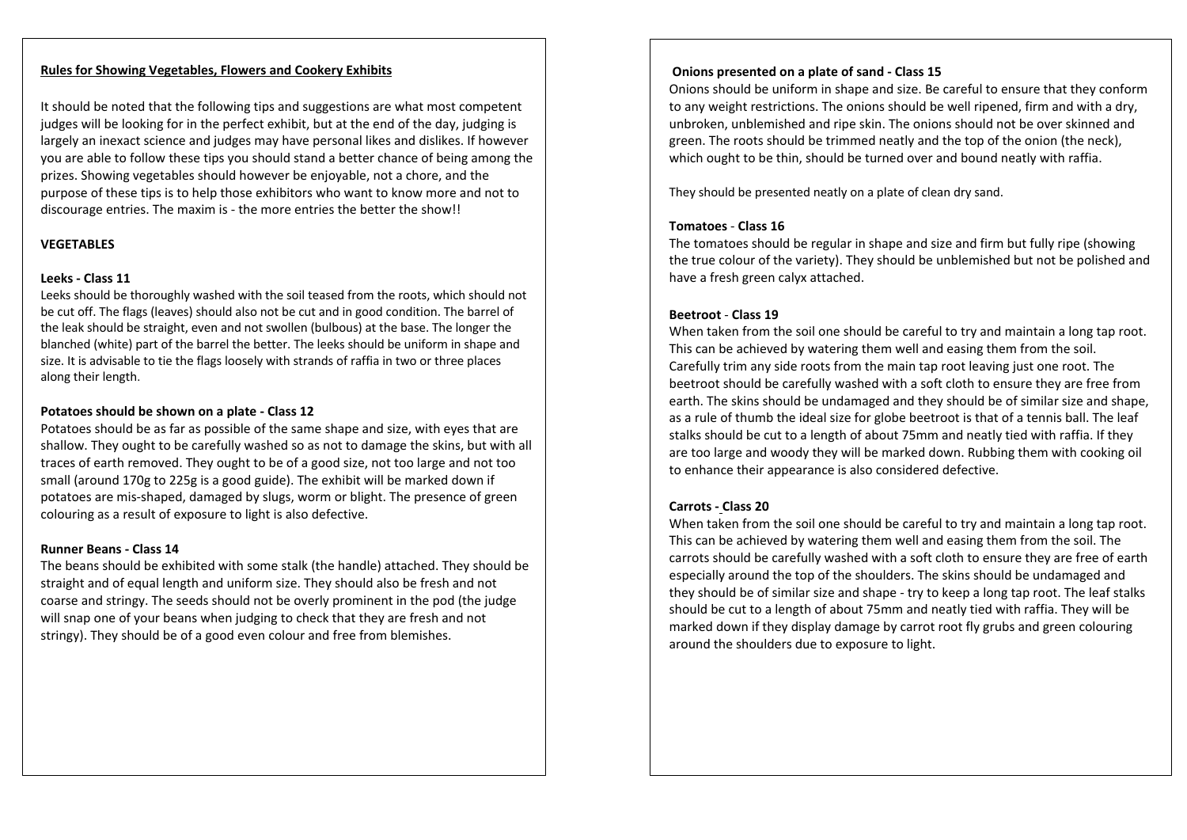## Rules for Showing Vegetables, Flowers and Cookery Exhibits

It should be noted that the following tips and suggestions are what most competent judges will be looking for in the perfect exhibit, but at the end of the day, judging is largely an inexact science and judges may have personal likes and dislikes. If however you are able to follow these tips you should stand a better chance of being among the prizes. Showing vegetables should however be enjoyable, not a chore, and the purpose of these tips is to help those exhibitors who want to know more and not to discourage entries. The maxim is - the more entries the better the show!!

### VEGETABLES

#### Leeks - Class 11

Leeks should be thoroughly washed with the soil teased from the roots, which should not be cut off. The flags (leaves) should also not be cut and in good condition. The barrel of the leak should be straight, even and not swollen (bulbous) at the base. The longer the blanched (white) part of the barrel the better. The leeks should be uniform in shape and size. It is advisable to tie the flags loosely with strands of raffia in two or three places along their length.

#### Potatoes should be shown on a plate - Class 12

Potatoes should be as far as possible of the same shape and size, with eyes that are shallow. They ought to be carefully washed so as not to damage the skins, but with all traces of earth removed. They ought to be of a good size, not too large and not too small (around 170g to 225g is a good guide). The exhibit will be marked down if potatoes are mis-shaped, damaged by slugs, worm or blight. The presence of green colouring as a result of exposure to light is also defective.

#### Runner Beans - Class 14

The beans should be exhibited with some stalk (the handle) attached. They should be straight and of equal length and uniform size. They should also be fresh and not coarse and stringy. The seeds should not be overly prominent in the pod (the judge will snap one of your beans when judging to check that they are fresh and not stringy). They should be of a good even colour and free from blemishes.

#### Onions presented on a plate of sand - Class 15

Onions should be uniform in shape and size. Be careful to ensure that they conform to any weight restrictions. The onions should be well ripened, firm and with a dry, unbroken, unblemished and ripe skin. The onions should not be over skinned and green. The roots should be trimmed neatly and the top of the onion (the neck), which ought to be thin, should be turned over and bound neatly with raffia.

They should be presented neatly on a plate of clean dry sand.

#### Tomatoes - Class 16

The tomatoes should be regular in shape and size and firm but fully ripe (showing the true colour of the variety). They should be unblemished but not be polished and have a fresh green calyx attached.

#### Beetroot - Class 19

When taken from the soil one should be careful to try and maintain a long tap root. This can be achieved by watering them well and easing them from the soil. Carefully trim any side roots from the main tap root leaving just one root. The beetroot should be carefully washed with a soft cloth to ensure they are free from earth. The skins should be undamaged and they should be of similar size and shape, as a rule of thumb the ideal size for globe beetroot is that of a tennis ball. The leaf stalks should be cut to a length of about 75mm and neatly tied with raffia. If they are too large and woody they will be marked down. Rubbing them with cooking oil to enhance their appearance is also considered defective.

#### Carrots - Class 20

When taken from the soil one should be careful to try and maintain a long tap root. This can be achieved by watering them well and easing them from the soil. The carrots should be carefully washed with a soft cloth to ensure they are free of earth especially around the top of the shoulders. The skins should be undamaged and they should be of similar size and shape - try to keep a long tap root. The leaf stalks should be cut to a length of about 75mm and neatly tied with raffia. They will be marked down if they display damage by carrot root fly grubs and green colouring around the shoulders due to exposure to light.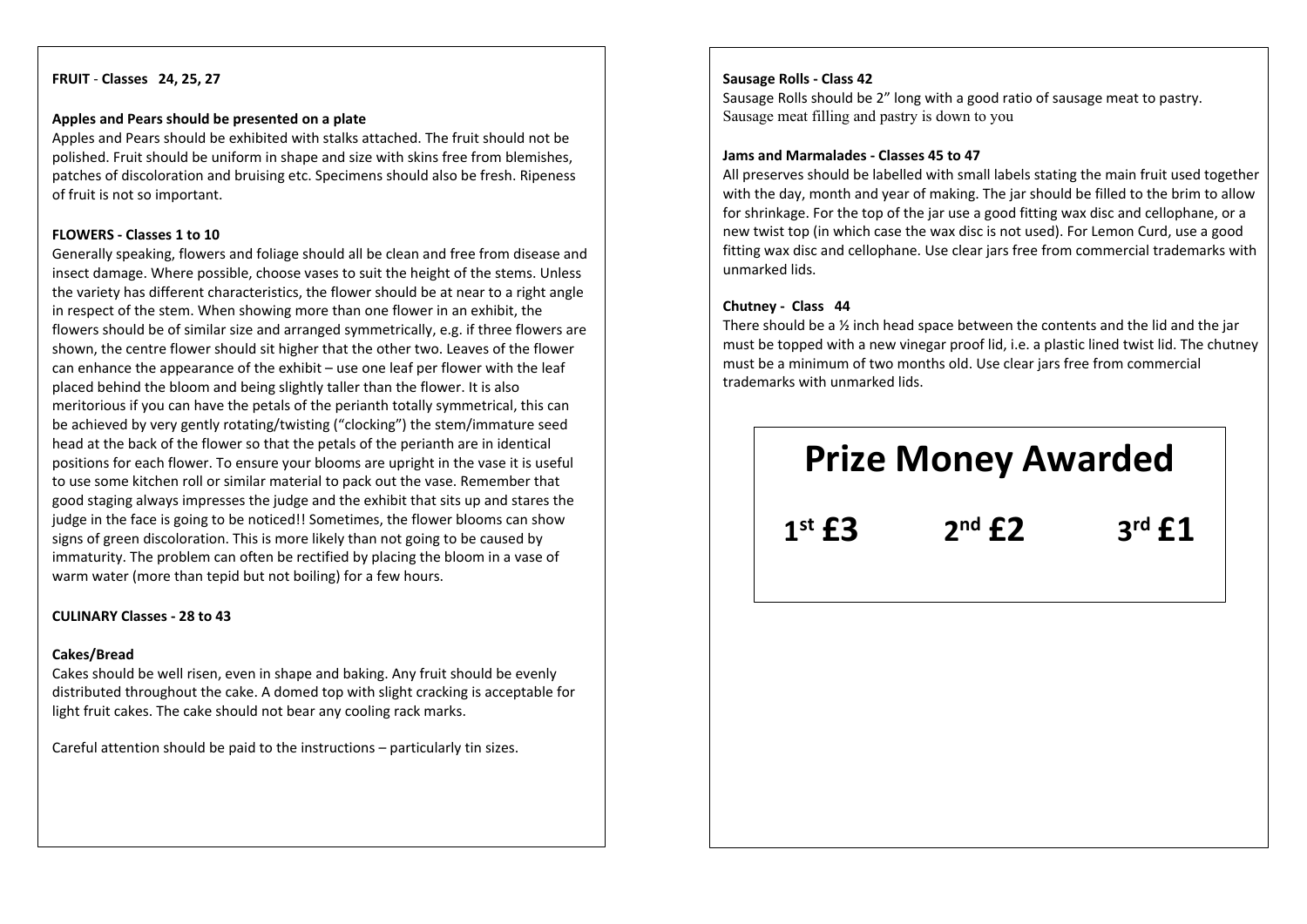**FRUIT - Classes 24, 25, 27**

**Apples and Pears should be presented on a plate**

Apples and Pears should be exhibited with stalks attached. The fruit should not be polished. Fruit should be uniform in shape and size with skins free from blemishes, patches of discoloration and bruising etc. Specimens should also be fresh. Ripeness of fruit is not so important.

**FLOWERS - Classes 1 to 10**

Generally speaking, flowers and foliage should all be clean and free from disease and insect damage. Where possible, choose vases to suit the height of the stems. Unless the variety has different characteristics, the flower should be at near to a right angle in respect of the stem. When showing more than one flower in an exhibit, the flowers should be of similar size and arranged symmetrically, e.g. if three flowers are shown, the centre flower should sit higher that the other two. Leaves of the flower can enhance the appearance of the exhibit – use one leaf per flower with the leaf placed behind the bloom and being slightly taller than the flower. It is also meritorious if you can have the petals of the perianth totally symmetrical, this can be achieved by very gently rotating/twisting ("clocking") the stem/immature seed head at the back of the flower so that the petals of the perianth are in identical positions for each flower. To ensure your blooms are upright in the vase it is useful to use some kitchen roll or similar material to pack out the vase. Remember that good staging always impresses the judge and the exhibit that sits up and stares the judge in the face is going to be noticed!! Sometimes, the flower blooms can show signs of green discoloration. This is more likely than not going to be caused by immaturity. The problem can often be rectified by placing the bloom in a vase of warm water (more than tepid but not boiling) for a few hours.

**CULINARY Classes - 28 to 43**

**Cakes/Bread**

Cakes should be well risen, even in shape and baking. Any fruit should be evenly distributed throughout the cake. A domed top with slight cracking is acceptable for light fruit cakes. The cake should not bear any cooling rack marks.

Careful attention should be paid to the instructions – particularly tin sizes.

**Sausage Rolls - Class 42**

Sausage Rolls should be 2" long with a good ratio of sausage meat to pastry. Sausage meat filling and pastry is down to you

**Jams and Marmalades - Classes 45 to 47**

All preserves should be labelled with small labels stating the main fruit used together with the day, month and year of making. The jar should be filled to the brim to allow for shrinkage. For the top of the jar use a good fitting wax disc and cellophane, or a new twist top (in which case the wax disc is not used). For Lemon Curd, use a good fitting wax disc and cellophane. Use clear jars free from commercial trademarks with unmarked lids.

**Chutney - Class 44**

There should be a ½ inch head space between the contents and the lid and the jar must be topped with a new vinegar proof lid, i.e. a plastic lined twist lid. The chutney must be a minimum of two months old. Use clear jars free from commercial trademarks with unmarked lids.

# Prize Money Awarded

**1st £3 2nd £2 3rd £1**